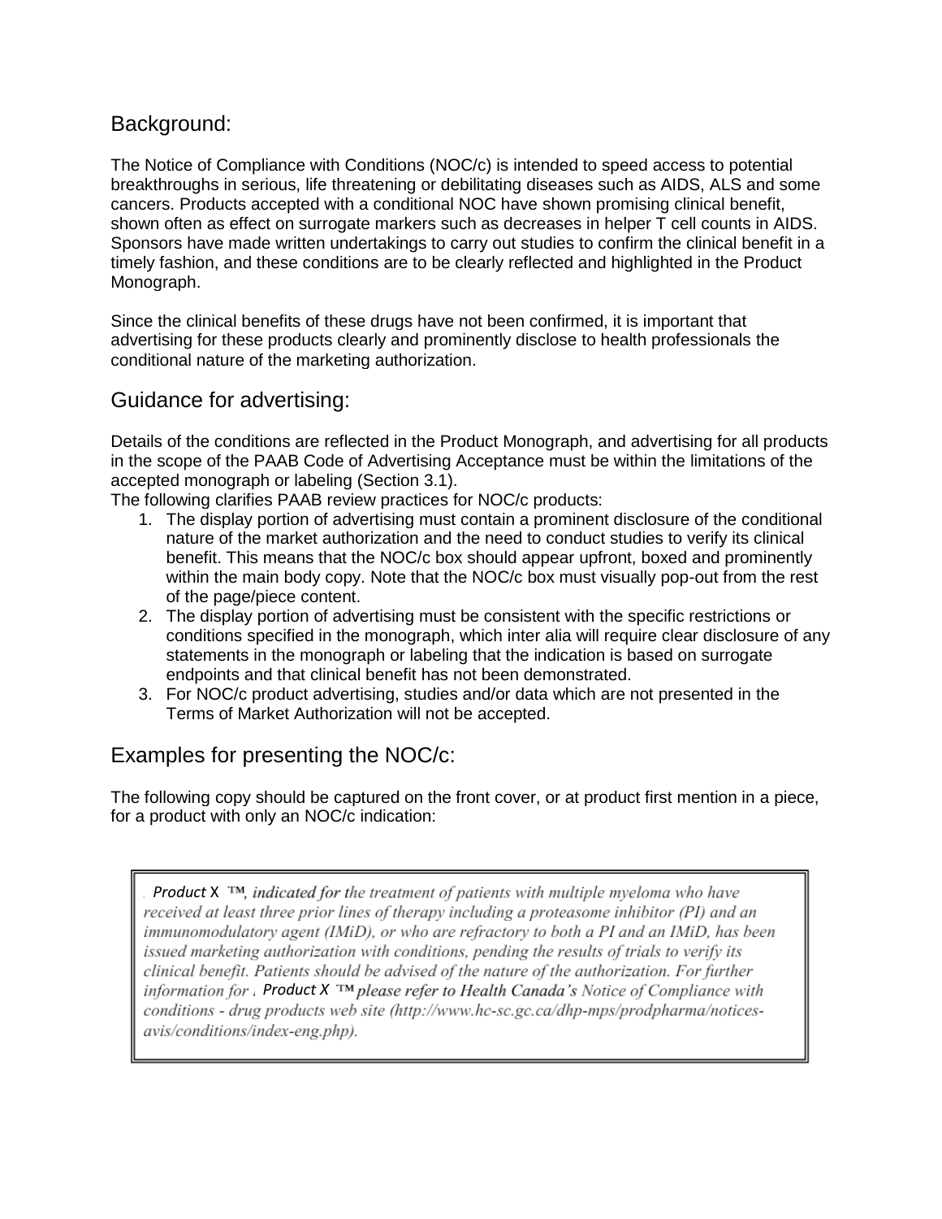## Background:

The Notice of Compliance with Conditions (NOC/c) is intended to speed access to potential breakthroughs in serious, life threatening or debilitating diseases such as AIDS, ALS and some cancers. Products accepted with a conditional NOC have shown promising clinical benefit, shown often as effect on surrogate markers such as decreases in helper T cell counts in AIDS. Sponsors have made written undertakings to carry out studies to confirm the clinical benefit in a timely fashion, and these conditions are to be clearly reflected and highlighted in the Product Monograph.

Since the clinical benefits of these drugs have not been confirmed, it is important that advertising for these products clearly and prominently disclose to health professionals the conditional nature of the marketing authorization.

## Guidance for advertising:

Details of the conditions are reflected in the Product Monograph, and advertising for all products in the scope of the PAAB Code of Advertising Acceptance must be within the limitations of the accepted monograph or labeling (Section 3.1).

The following clarifies PAAB review practices for NOC/c products:

1. The display portion of advertising must contain a prominent disclosure of the conditional nature of the market authorization and the need to conduct studies to verify its clinical benefit. This means that the NOC/c box should appear upfront, boxed and prominently within the main body copy. Note that the NOC/c box must visually pop-out from the rest of the page/piece content.
2. The display portion of advertising must be consistent with the specific restrictions or conditions specified in the monograph, which inter alia will require clear disclosure of any statements in the monograph or labeling that the indication is based on surrogate endpoints and that clinical benefit has not been demonstrated.
3. For NOC/c product advertising, studies and/or data which are not presented in the Terms of Market Authorization will not be accepted.

## Examples for presenting the NOC/c:

The following copy should be captured on the front cover, or at product first mention in a piece, for a product with only an NOC/c indication:

> ***Product X ™, indicated for** the treatment of patients with multiple myeloma who have received at least three prior lines of therapy including a proteasome inhibitor (PI) and an immunomodulatory agent (IMiD), or who are refractory to both a PI and an IMiD, has been issued marketing authorization with conditions, pending the results of trials to verify its clinical benefit. Patients should be advised of the nature of the authorization. For further information for **Product X ™ please refer to Health Canada's** Notice of Compliance with conditions - drug products web site (http://www.hc-sc.gc.ca/dhp-mps/prodpharma/notices-avis/conditions/index-eng.php).*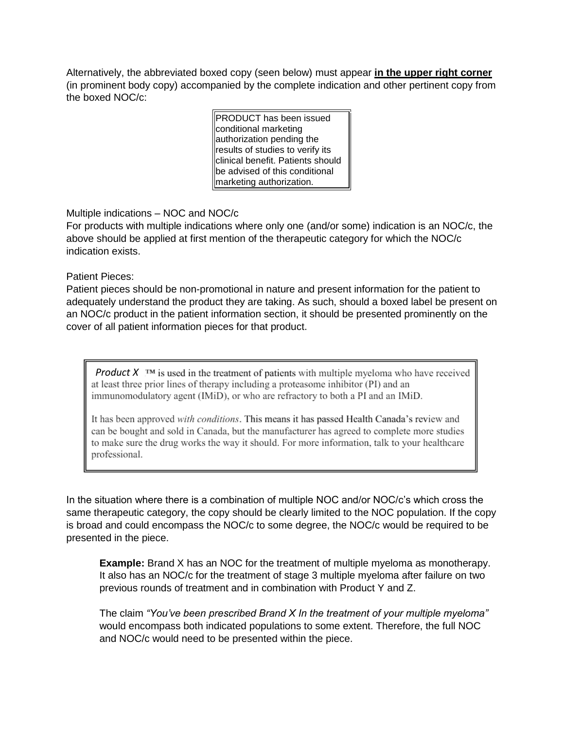Alternatively, the abbreviated boxed copy (seen below) must appear **in the upper right corner** (in prominent body copy) accompanied by the complete indication and other pertinent copy from the boxed NOC/c:

> PRODUCT has been issued conditional marketing authorization pending the results of studies to verify its clinical benefit. Patients should be advised of this conditional marketing authorization.

Multiple indications – NOC and NOC/c

For products with multiple indications where only one (and/or some) indication is an NOC/c, the above should be applied at first mention of the therapeutic category for which the NOC/c indication exists.

Patient Pieces:

Patient pieces should be non-promotional in nature and present information for the patient to adequately understand the product they are taking. As such, should a boxed label be present on an NOC/c product in the patient information section, it should be presented prominently on the cover of all patient information pieces for that product.

> *Product X* ™ is used in the treatment of patients with multiple myeloma who have received at least three prior lines of therapy including a proteasome inhibitor (PI) and an immunomodulatory agent (IMiD), or who are refractory to both a PI and an IMiD.
>
> It has been approved *with conditions*. This means it has passed Health Canada's review and can be bought and sold in Canada, but the manufacturer has agreed to complete more studies to make sure the drug works the way it should. For more information, talk to your healthcare professional.

In the situation where there is a combination of multiple NOC and/or NOC/c's which cross the same therapeutic category, the copy should be clearly limited to the NOC population. If the copy is broad and could encompass the NOC/c to some degree, the NOC/c would be required to be presented in the piece.

**Example:** Brand X has an NOC for the treatment of multiple myeloma as monotherapy. It also has an NOC/c for the treatment of stage 3 multiple myeloma after failure on two previous rounds of treatment and in combination with Product Y and Z.

The claim *"You've been prescribed Brand X In the treatment of your multiple myeloma"* would encompass both indicated populations to some extent. Therefore, the full NOC and NOC/c would need to be presented within the piece.